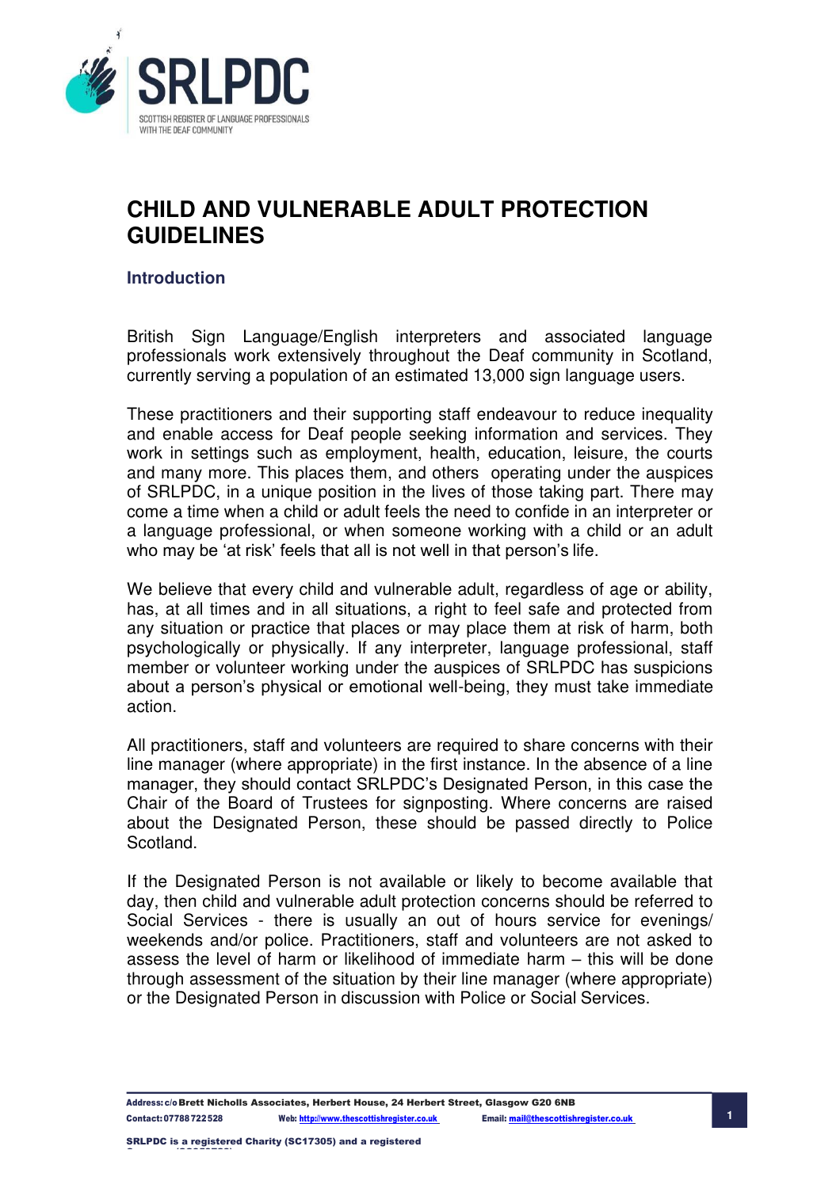# CHILD AND VULNERABLE ADULT PROTECTION GUIDELINES

## Introduction

British Sign Language/English interpreters and associated language professionals work extensively throughout the Deaf community in Scotland, currently serving a population of an estimated 13,000 sign language users.

These practitioners and their supporting staff endeavour to reduce inequality and enable access for Deaf people seeking information and services. They work in settings such as employment, health, education, leisure, the courts and many more. This places them, and others operating under the auspices of SRLPDC, in a unique position in the lives of those taking part. There may come a time when a child or adult feels the need to confide in an interpreter or a language professional, or when someone working with a child or an adult who may be 'at risk' feels that all is not well in that person's life.

We believe that every child and vulnerable adult, regardless of age or ability, has, at all times and in all situations, a right to feel safe and protected from any situation or practice that places or may place them at risk of harm, both psychologically or physically. If any interpreter, language professional, staff member or volunteer working under the auspices of SRLPDC has suspicions about a person's physical or emotional well-being, they must take immediate action.

All practitioners, staff and volunteers are required to share concerns with their line manager (where appropriate) in the first instance. In the absence of a line manager, they should contact SRLPDC's Designated Person, in this case the Chair of the Board of Trustees for signposting. Where concerns are raised about the Designated Person, these should be passed directly to Police Scotland.

If the Designated Person is not available or likely to become available that day, then child and vulnerable adult protection concerns should be referred to Social Services - there is usually an out of hours service for evenings/ weekends and/or police. Practitioners, staff and volunteers are not asked to assess the level of harm or likelihood of immediate harm – this will be done through assessment of the situation by their line manager (where appropriate) or the Designated Person in discussion with Police or Social Services.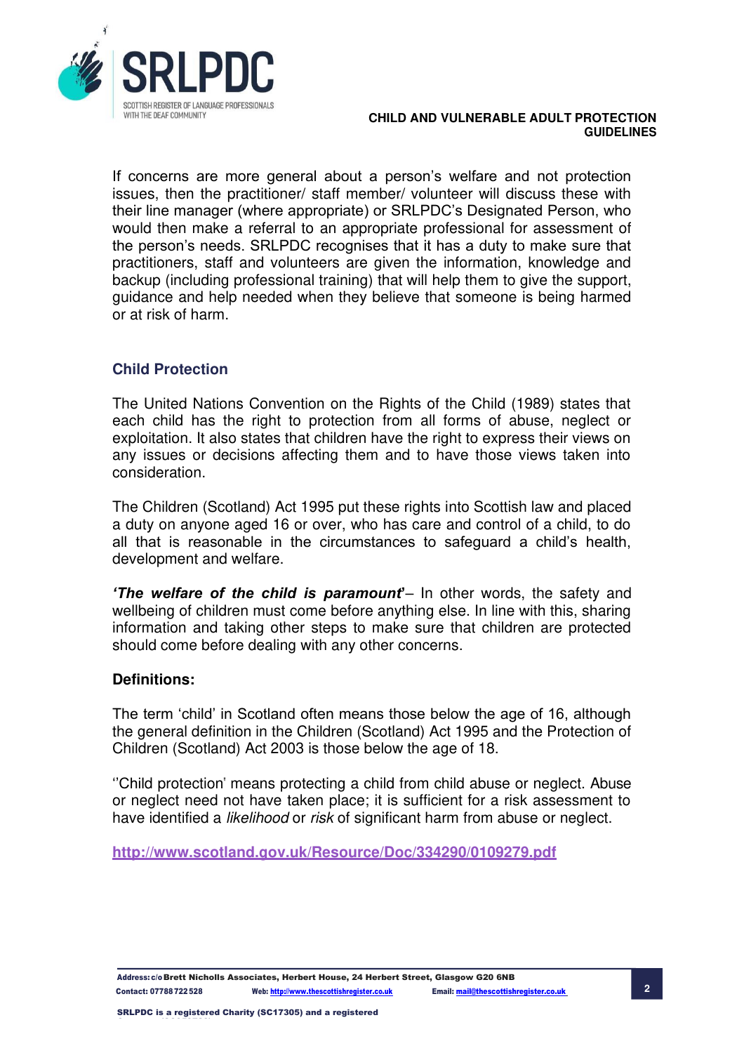If concerns are more general about a person's welfare and not protection issues, then the practitioner/ staff member/ volunteer will discuss these with their line manager (where appropriate) or SRLPDC's Designated Person, who would then make a referral to an appropriate professional for assessment of the person's needs. SRLPDC recognises that it has a duty to make sure that practitioners, staff and volunteers are given the information, knowledge and backup (including professional training) that will help them to give the support, guidance and help needed when they believe that someone is being harmed or at risk of harm.

## Child Protection

The United Nations Convention on the Rights of the Child (1989) states that each child has the right to protection from all forms of abuse, neglect or exploitation. It also states that children have the right to express their views on any issues or decisions affecting them and to have those views taken into consideration.

The Children (Scotland) Act 1995 put these rights into Scottish law and placed a duty on anyone aged 16 or over, who has care and control of a child, to do all that is reasonable in the circumstances to safeguard a child's health, development and welfare.

***'The welfare of the child is paramount'***– In other words, the safety and wellbeing of children must come before anything else. In line with this, sharing information and taking other steps to make sure that children are protected should come before dealing with any other concerns.

### Definitions:

The term 'child' in Scotland often means those below the age of 16, although the general definition in the Children (Scotland) Act 1995 and the Protection of Children (Scotland) Act 2003 is those below the age of 18.

''Child protection' means protecting a child from child abuse or neglect. Abuse or neglect need not have taken place; it is sufficient for a risk assessment to have identified a *likelihood* or *risk* of significant harm from abuse or neglect.

**http://www.scotland.gov.uk/Resource/Doc/334290/0109279.pdf**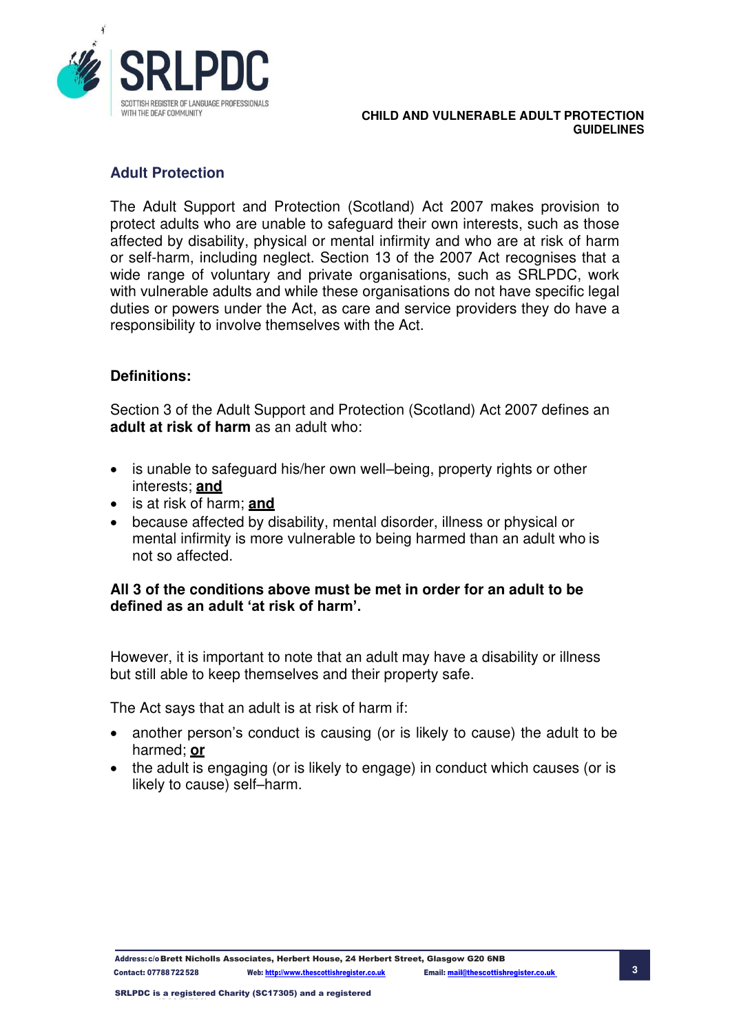## Adult Protection

The Adult Support and Protection (Scotland) Act 2007 makes provision to protect adults who are unable to safeguard their own interests, such as those affected by disability, physical or mental infirmity and who are at risk of harm or self-harm, including neglect. Section 13 of the 2007 Act recognises that a wide range of voluntary and private organisations, such as SRLPDC, work with vulnerable adults and while these organisations do not have specific legal duties or powers under the Act, as care and service providers they do have a responsibility to involve themselves with the Act.

### Definitions:

Section 3 of the Adult Support and Protection (Scotland) Act 2007 defines an **adult at risk of harm** as an adult who:

- is unable to safeguard his/her own well–being, property rights or other interests; **and**
- is at risk of harm; **and**
- because affected by disability, mental disorder, illness or physical or mental infirmity is more vulnerable to being harmed than an adult who is not so affected.

**All 3 of the conditions above must be met in order for an adult to be defined as an adult 'at risk of harm'.**

However, it is important to note that an adult may have a disability or illness but still able to keep themselves and their property safe.

The Act says that an adult is at risk of harm if:

- another person's conduct is causing (or is likely to cause) the adult to be harmed; **or**
- the adult is engaging (or is likely to engage) in conduct which causes (or is likely to cause) self–harm.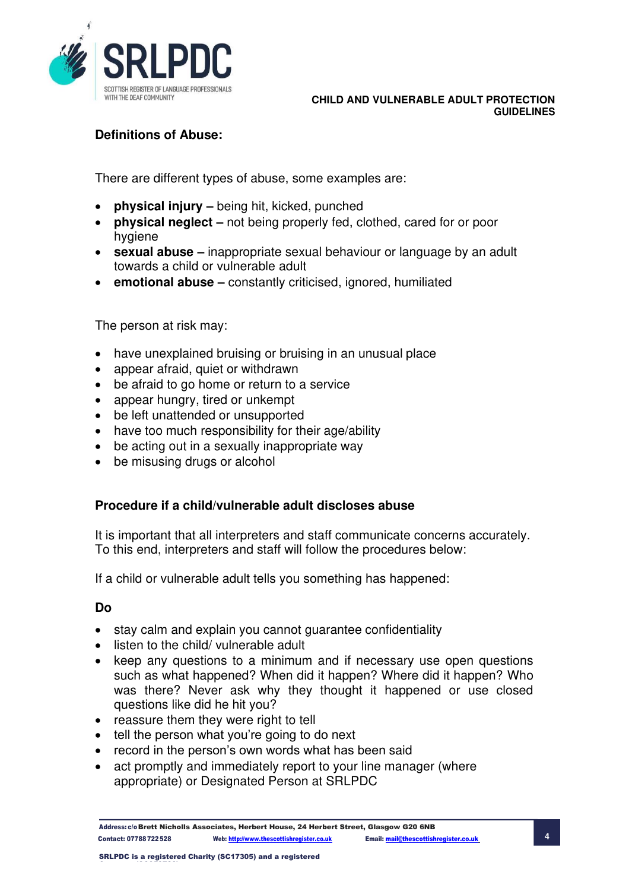## Definitions of Abuse:

There are different types of abuse, some examples are:

- **physical injury –** being hit, kicked, punched
- **physical neglect –** not being properly fed, clothed, cared for or poor hygiene
- **sexual abuse –** inappropriate sexual behaviour or language by an adult towards a child or vulnerable adult
- **emotional abuse –** constantly criticised, ignored, humiliated

The person at risk may:

- have unexplained bruising or bruising in an unusual place
- appear afraid, quiet or withdrawn
- be afraid to go home or return to a service
- appear hungry, tired or unkempt
- be left unattended or unsupported
- have too much responsibility for their age/ability
- be acting out in a sexually inappropriate way
- be misusing drugs or alcohol

## Procedure if a child/vulnerable adult discloses abuse

It is important that all interpreters and staff communicate concerns accurately. To this end, interpreters and staff will follow the procedures below:

If a child or vulnerable adult tells you something has happened:

### Do

- stay calm and explain you cannot guarantee confidentiality
- listen to the child/ vulnerable adult
- keep any questions to a minimum and if necessary use open questions such as what happened? When did it happen? Where did it happen? Who was there? Never ask why they thought it happened or use closed questions like did he hit you?
- reassure them they were right to tell
- tell the person what you're going to do next
- record in the person's own words what has been said
- act promptly and immediately report to your line manager (where appropriate) or Designated Person at SRLPDC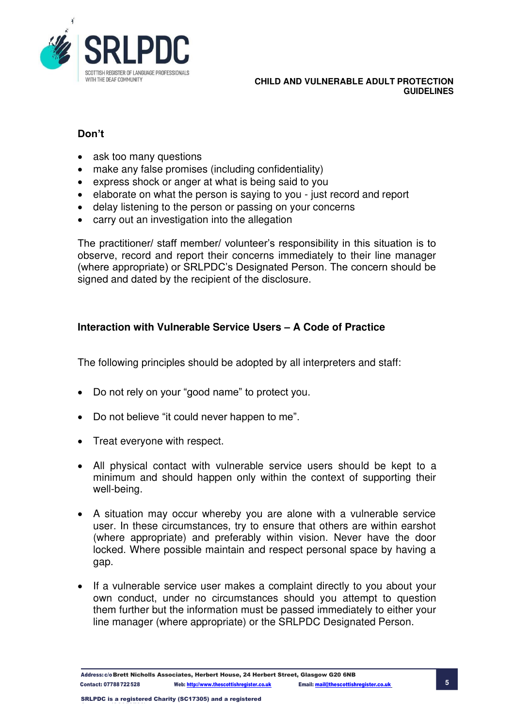**Don't**

- ask too many questions
- make any false promises (including confidentiality)
- express shock or anger at what is being said to you
- elaborate on what the person is saying to you - just record and report
- delay listening to the person or passing on your concerns
- carry out an investigation into the allegation

The practitioner/ staff member/ volunteer's responsibility in this situation is to observe, record and report their concerns immediately to their line manager (where appropriate) or SRLPDC's Designated Person. The concern should be signed and dated by the recipient of the disclosure.

## Interaction with Vulnerable Service Users – A Code of Practice

The following principles should be adopted by all interpreters and staff:

- Do not rely on your "good name" to protect you.
- Do not believe "it could never happen to me".
- Treat everyone with respect.
- All physical contact with vulnerable service users should be kept to a minimum and should happen only within the context of supporting their well-being.
- A situation may occur whereby you are alone with a vulnerable service user. In these circumstances, try to ensure that others are within earshot (where appropriate) and preferably within vision. Never have the door locked. Where possible maintain and respect personal space by having a gap.
- If a vulnerable service user makes a complaint directly to you about your own conduct, under no circumstances should you attempt to question them further but the information must be passed immediately to either your line manager (where appropriate) or the SRLPDC Designated Person.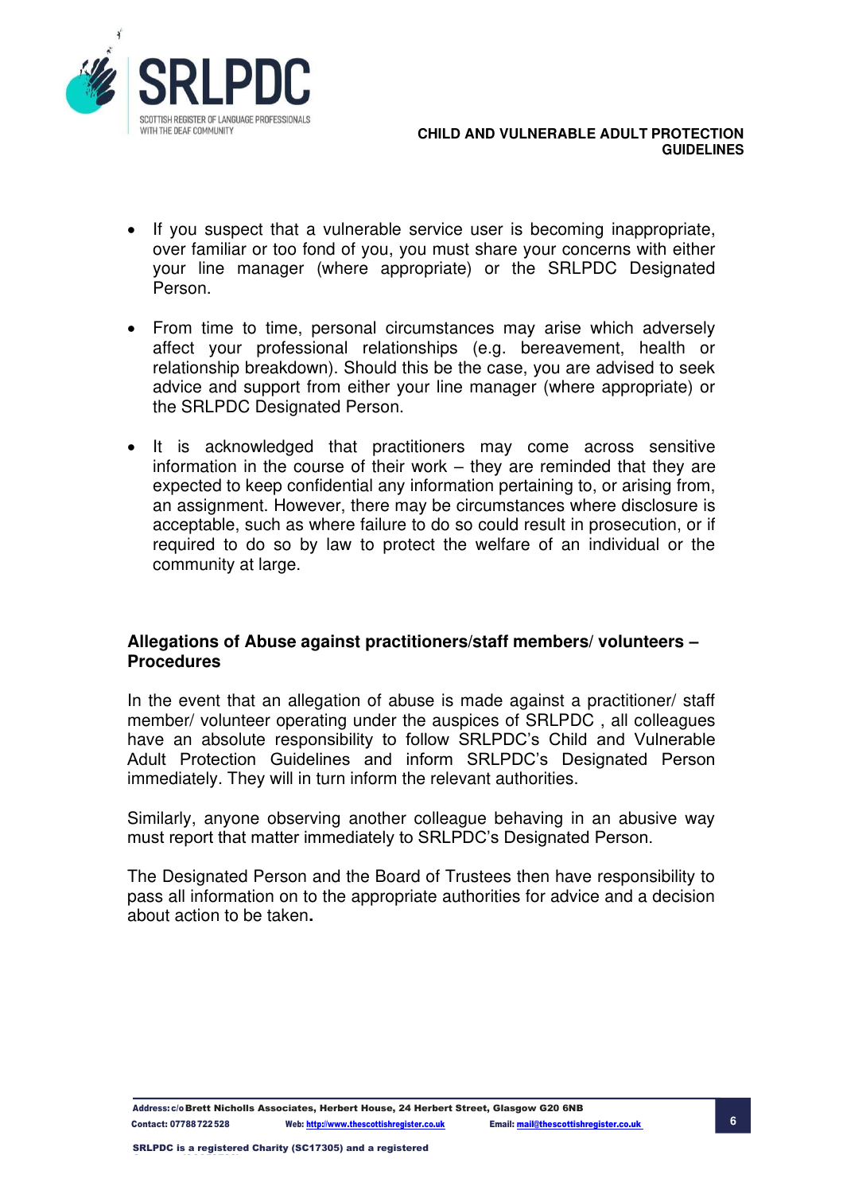- If you suspect that a vulnerable service user is becoming inappropriate, over familiar or too fond of you, you must share your concerns with either your line manager (where appropriate) or the SRLPDC Designated Person.
- From time to time, personal circumstances may arise which adversely affect your professional relationships (e.g. bereavement, health or relationship breakdown). Should this be the case, you are advised to seek advice and support from either your line manager (where appropriate) or the SRLPDC Designated Person.
- It is acknowledged that practitioners may come across sensitive information in the course of their work – they are reminded that they are expected to keep confidential any information pertaining to, or arising from, an assignment. However, there may be circumstances where disclosure is acceptable, such as where failure to do so could result in prosecution, or if required to do so by law to protect the welfare of an individual or the community at large.

## Allegations of Abuse against practitioners/staff members/ volunteers – Procedures

In the event that an allegation of abuse is made against a practitioner/ staff member/ volunteer operating under the auspices of SRLPDC , all colleagues have an absolute responsibility to follow SRLPDC's Child and Vulnerable Adult Protection Guidelines and inform SRLPDC's Designated Person immediately. They will in turn inform the relevant authorities.

Similarly, anyone observing another colleague behaving in an abusive way must report that matter immediately to SRLPDC's Designated Person.

The Designated Person and the Board of Trustees then have responsibility to pass all information on to the appropriate authorities for advice and a decision about action to be taken**.**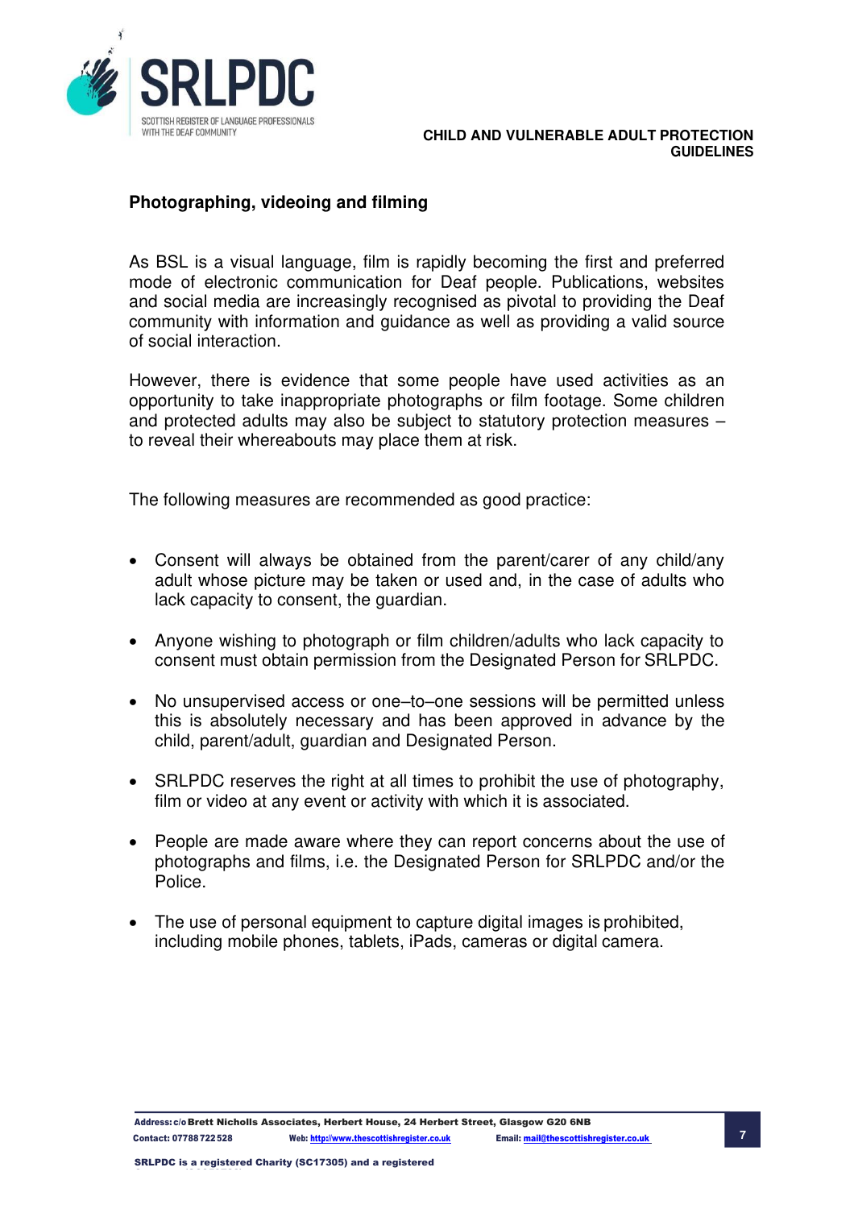#### Photographing, videoing and filming

As BSL is a visual language, film is rapidly becoming the first and preferred mode of electronic communication for Deaf people. Publications, websites and social media are increasingly recognised as pivotal to providing the Deaf community with information and guidance as well as providing a valid source of social interaction.

However, there is evidence that some people have used activities as an opportunity to take inappropriate photographs or film footage. Some children and protected adults may also be subject to statutory protection measures – to reveal their whereabouts may place them at risk.

The following measures are recommended as good practice:

- Consent will always be obtained from the parent/carer of any child/any adult whose picture may be taken or used and, in the case of adults who lack capacity to consent, the guardian.
- Anyone wishing to photograph or film children/adults who lack capacity to consent must obtain permission from the Designated Person for SRLPDC.
- No unsupervised access or one–to–one sessions will be permitted unless this is absolutely necessary and has been approved in advance by the child, parent/adult, guardian and Designated Person.
- SRLPDC reserves the right at all times to prohibit the use of photography, film or video at any event or activity with which it is associated.
- People are made aware where they can report concerns about the use of photographs and films, i.e. the Designated Person for SRLPDC and/or the Police.
- The use of personal equipment to capture digital images is prohibited, including mobile phones, tablets, iPads, cameras or digital camera.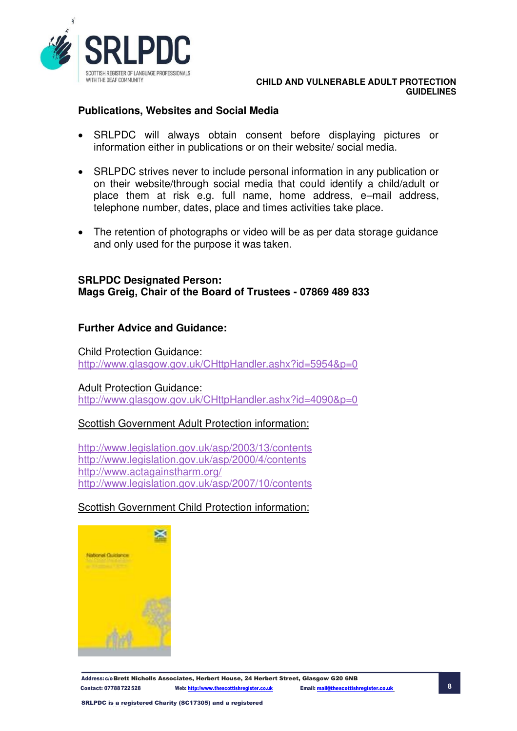## Publications, Websites and Social Media

- SRLPDC will always obtain consent before displaying pictures or information either in publications or on their website/ social media.

- SRLPDC strives never to include personal information in any publication or on their website/through social media that could identify a child/adult or place them at risk e.g. full name, home address, e–mail address, telephone number, dates, place and times activities take place.

- The retention of photographs or video will be as per data storage guidance and only used for the purpose it was taken.

**SRLPDC Designated Person:**
**Mags Greig, Chair of the Board of Trustees - 07869 489 833**

**Further Advice and Guidance:**

Child Protection Guidance:
http://www.glasgow.gov.uk/CHttpHandler.ashx?id=5954&p=0

Adult Protection Guidance:
http://www.glasgow.gov.uk/CHttpHandler.ashx?id=4090&p=0

Scottish Government Adult Protection information:

http://www.legislation.gov.uk/asp/2003/13/contents
http://www.legislation.gov.uk/asp/2000/4/contents
http://www.actagainstharm.org/
http://www.legislation.gov.uk/asp/2007/10/contents

Scottish Government Child Protection information:

Address: c/o Brett Nicholls Associates, Herbert House, 24 Herbert Street, Glasgow G20 6NB
Contact: 07788 722 528 Web: http://www.thescottishregister.co.uk Email: mail@thescottishregister.co.uk

SRLPDC is a registered Charity (SC17305) and a registered